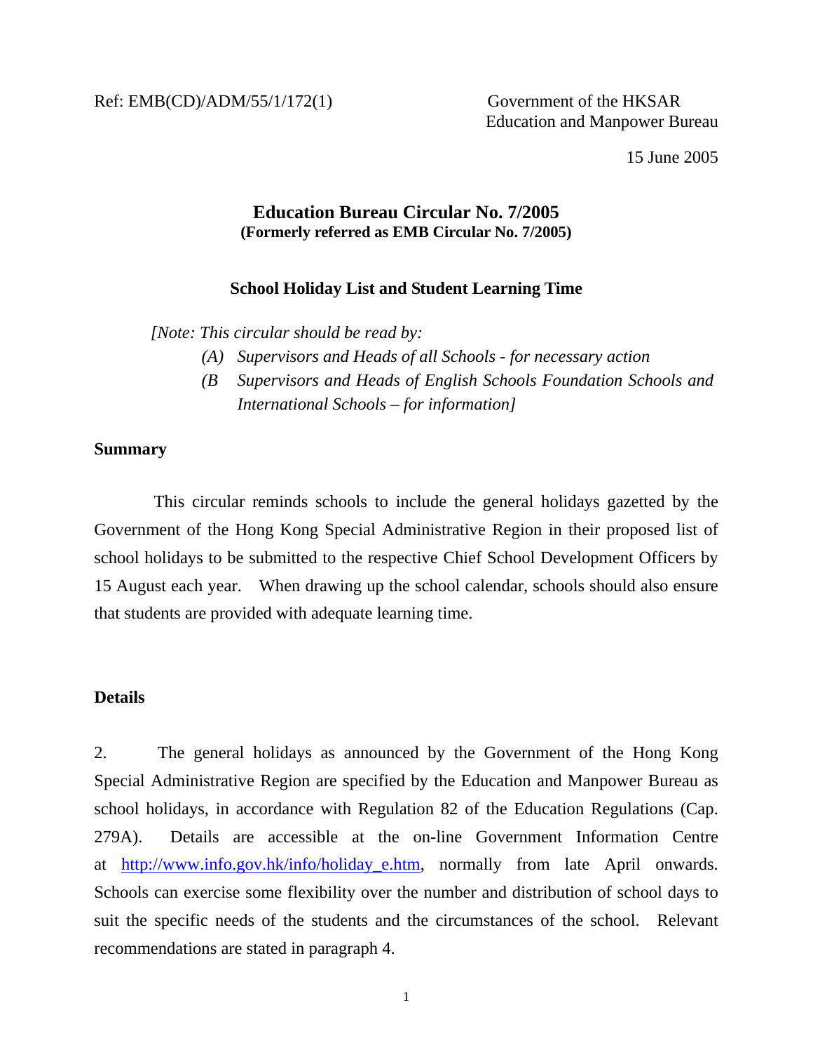Ref: EMB(CD)/ADM/55/1/172(1)

Government of the HKSAR
Education and Manpower Bureau

15 June 2005

# Education Bureau Circular No. 7/2005
**(Formerly referred as EMB Circular No. 7/2005)**

## School Holiday List and Student Learning Time

*[Note: This circular should be read by:*

*(A) Supervisors and Heads of all Schools - for necessary action*

*(B Supervisors and Heads of English Schools Foundation Schools and International Schools – for information]*

**Summary**

This circular reminds schools to include the general holidays gazetted by the Government of the Hong Kong Special Administrative Region in their proposed list of school holidays to be submitted to the respective Chief School Development Officers by 15 August each year. When drawing up the school calendar, schools should also ensure that students are provided with adequate learning time.

**Details**

2. The general holidays as announced by the Government of the Hong Kong Special Administrative Region are specified by the Education and Manpower Bureau as school holidays, in accordance with Regulation 82 of the Education Regulations (Cap. 279A). Details are accessible at the on-line Government Information Centre at http://www.info.gov.hk/info/holiday_e.htm, normally from late April onwards. Schools can exercise some flexibility over the number and distribution of school days to suit the specific needs of the students and the circumstances of the school. Relevant recommendations are stated in paragraph 4.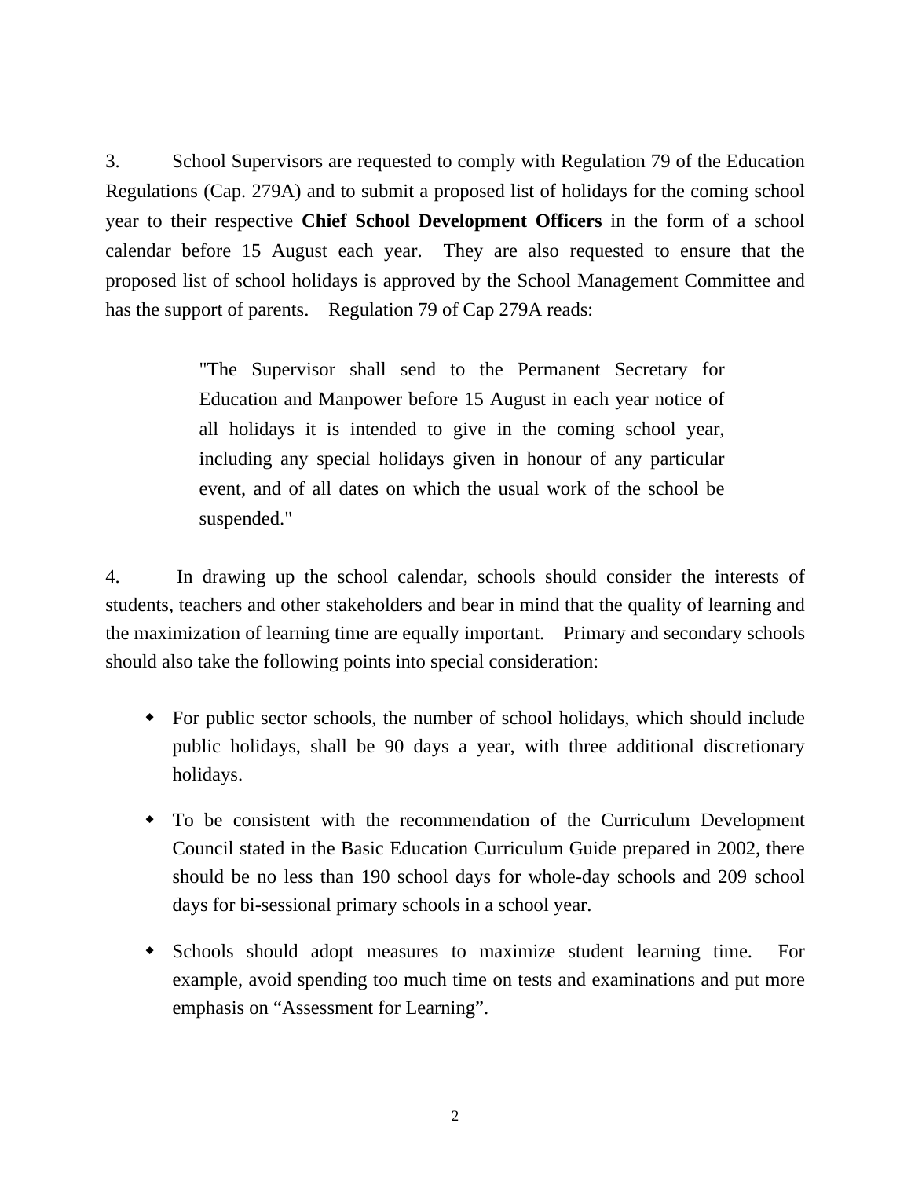3. School Supervisors are requested to comply with Regulation 79 of the Education Regulations (Cap. 279A) and to submit a proposed list of holidays for the coming school year to their respective **Chief School Development Officers** in the form of a school calendar before 15 August each year. They are also requested to ensure that the proposed list of school holidays is approved by the School Management Committee and has the support of parents. Regulation 79 of Cap 279A reads:

> "The Supervisor shall send to the Permanent Secretary for Education and Manpower before 15 August in each year notice of all holidays it is intended to give in the coming school year, including any special holidays given in honour of any particular event, and of all dates on which the usual work of the school be suspended."

4. In drawing up the school calendar, schools should consider the interests of students, teachers and other stakeholders and bear in mind that the quality of learning and the maximization of learning time are equally important. <u>Primary and secondary schools</u> should also take the following points into special consideration:

- For public sector schools, the number of school holidays, which should include public holidays, shall be 90 days a year, with three additional discretionary holidays.

- To be consistent with the recommendation of the Curriculum Development Council stated in the Basic Education Curriculum Guide prepared in 2002, there should be no less than 190 school days for whole-day schools and 209 school days for bi-sessional primary schools in a school year.

- Schools should adopt measures to maximize student learning time. For example, avoid spending too much time on tests and examinations and put more emphasis on "Assessment for Learning".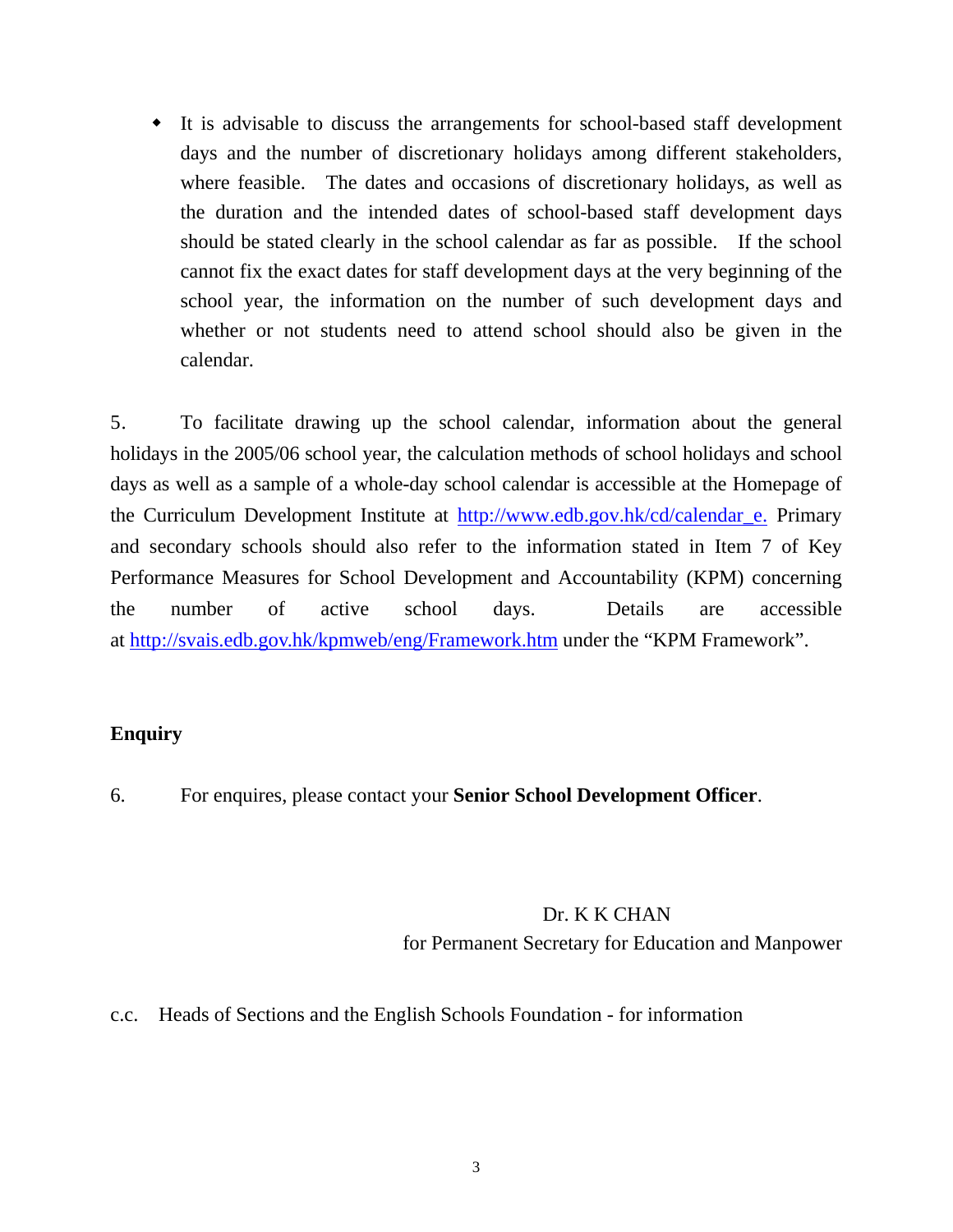- It is advisable to discuss the arrangements for school-based staff development days and the number of discretionary holidays among different stakeholders, where feasible. The dates and occasions of discretionary holidays, as well as the duration and the intended dates of school-based staff development days should be stated clearly in the school calendar as far as possible. If the school cannot fix the exact dates for staff development days at the very beginning of the school year, the information on the number of such development days and whether or not students need to attend school should also be given in the calendar.

5. To facilitate drawing up the school calendar, information about the general holidays in the 2005/06 school year, the calculation methods of school holidays and school days as well as a sample of a whole-day school calendar is accessible at the Homepage of the Curriculum Development Institute at http://www.edb.gov.hk/cd/calendar_e. Primary and secondary schools should also refer to the information stated in Item 7 of Key Performance Measures for School Development and Accountability (KPM) concerning the number of active school days. Details are accessible at http://svais.edb.gov.hk/kpmweb/eng/Framework.htm under the "KPM Framework".

**Enquiry**

6. For enquires, please contact your **Senior School Development Officer**.

Dr. K K CHAN  
for Permanent Secretary for Education and Manpower

c.c. Heads of Sections and the English Schools Foundation - for information